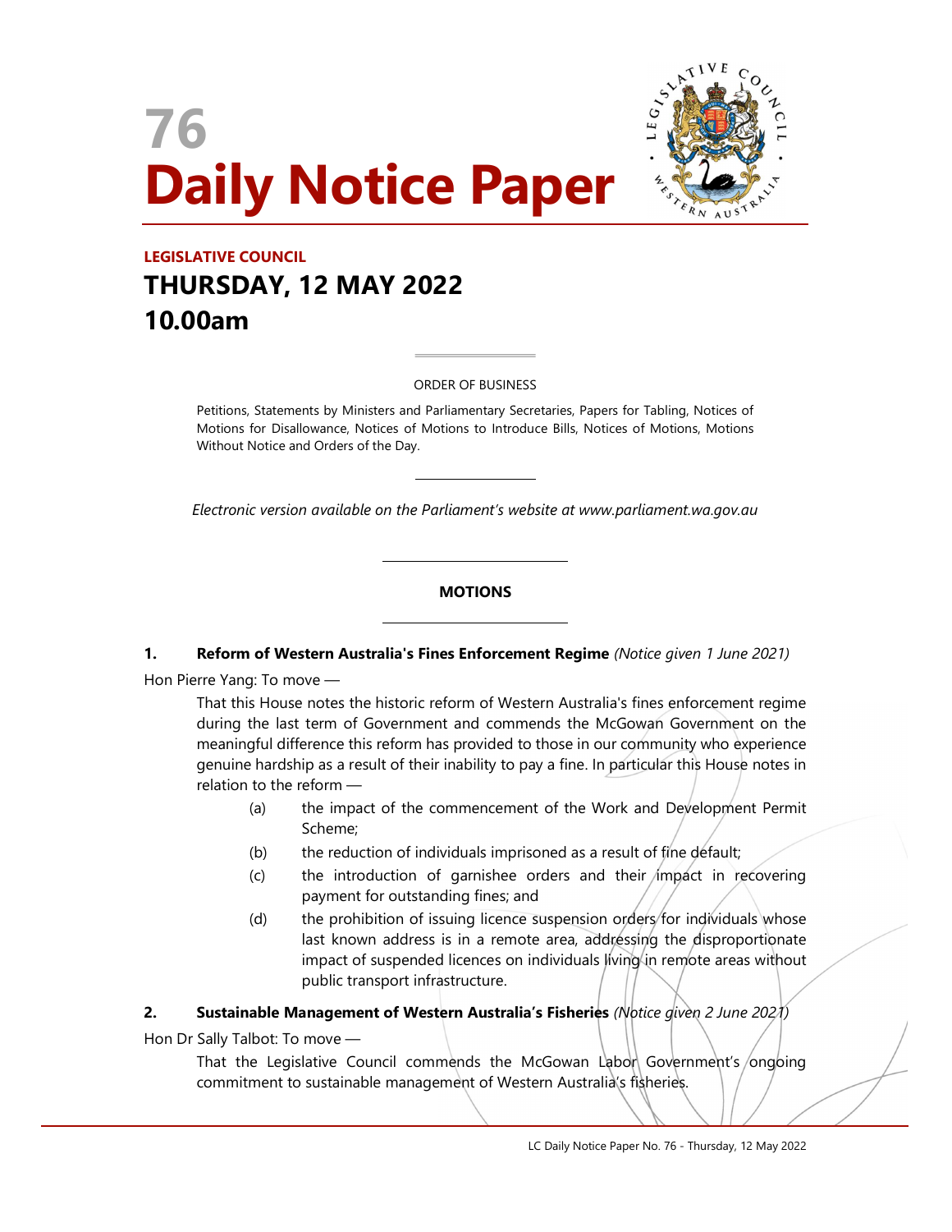# 76
# Daily Notice Paper

## LEGISLATIVE COUNCIL
## THURSDAY, 12 MAY 2022
## 10.00am

ORDER OF BUSINESS

Petitions, Statements by Ministers and Parliamentary Secretaries, Papers for Tabling, Notices of Motions for Disallowance, Notices of Motions to Introduce Bills, Notices of Motions, Motions Without Notice and Orders of the Day.

*Electronic version available on the Parliament's website at www.parliament.wa.gov.au*

## MOTIONS

**1. Reform of Western Australia's Fines Enforcement Regime** *(Notice given 1 June 2021)*

Hon Pierre Yang: To move —

That this House notes the historic reform of Western Australia's fines enforcement regime during the last term of Government and commends the McGowan Government on the meaningful difference this reform has provided to those in our community who experience genuine hardship as a result of their inability to pay a fine. In particular this House notes in relation to the reform —

(a) the impact of the commencement of the Work and Development Permit Scheme;

(b) the reduction of individuals imprisoned as a result of fine default;

(c) the introduction of garnishee orders and their impact in recovering payment for outstanding fines; and

(d) the prohibition of issuing licence suspension orders for individuals whose last known address is in a remote area, addressing the disproportionate impact of suspended licences on individuals living in remote areas without public transport infrastructure.

**2. Sustainable Management of Western Australia's Fisheries** *(Notice given 2 June 2021)*

Hon Dr Sally Talbot: To move —

That the Legislative Council commends the McGowan Labor Government's ongoing commitment to sustainable management of Western Australia's fisheries.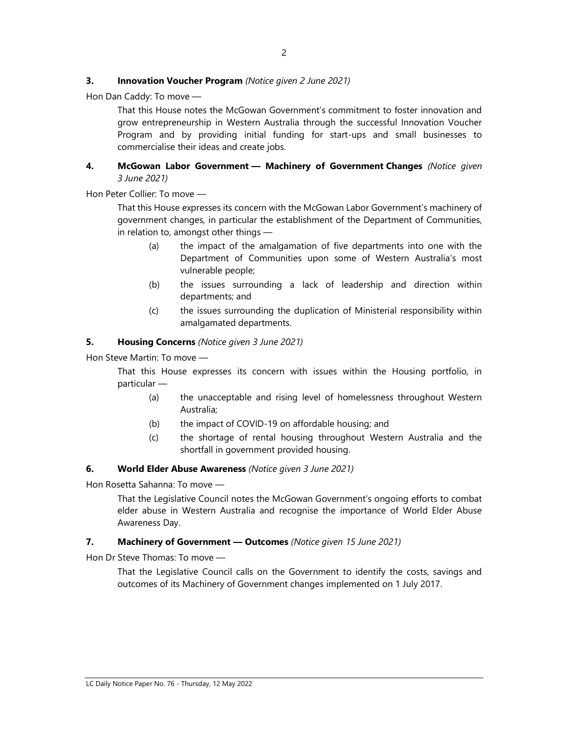**3. Innovation Voucher Program** *(Notice given 2 June 2021)*

Hon Dan Caddy: To move —

> That this House notes the McGowan Government's commitment to foster innovation and grow entrepreneurship in Western Australia through the successful Innovation Voucher Program and by providing initial funding for start-ups and small businesses to commercialise their ideas and create jobs.

**4. McGowan Labor Government — Machinery of Government Changes** *(Notice given 3 June 2021)*

Hon Peter Collier: To move —

> That this House expresses its concern with the McGowan Labor Government's machinery of government changes, in particular the establishment of the Department of Communities, in relation to, amongst other things —
>
> (a) the impact of the amalgamation of five departments into one with the Department of Communities upon some of Western Australia's most vulnerable people;
>
> (b) the issues surrounding a lack of leadership and direction within departments; and
>
> (c) the issues surrounding the duplication of Ministerial responsibility within amalgamated departments.

**5. Housing Concerns** *(Notice given 3 June 2021)*

Hon Steve Martin: To move —

> That this House expresses its concern with issues within the Housing portfolio, in particular —
>
> (a) the unacceptable and rising level of homelessness throughout Western Australia;
>
> (b) the impact of COVID-19 on affordable housing; and
>
> (c) the shortage of rental housing throughout Western Australia and the shortfall in government provided housing.

**6. World Elder Abuse Awareness** *(Notice given 3 June 2021)*

Hon Rosetta Sahanna: To move —

> That the Legislative Council notes the McGowan Government's ongoing efforts to combat elder abuse in Western Australia and recognise the importance of World Elder Abuse Awareness Day.

**7. Machinery of Government — Outcomes** *(Notice given 15 June 2021)*

Hon Dr Steve Thomas: To move —

> That the Legislative Council calls on the Government to identify the costs, savings and outcomes of its Machinery of Government changes implemented on 1 July 2017.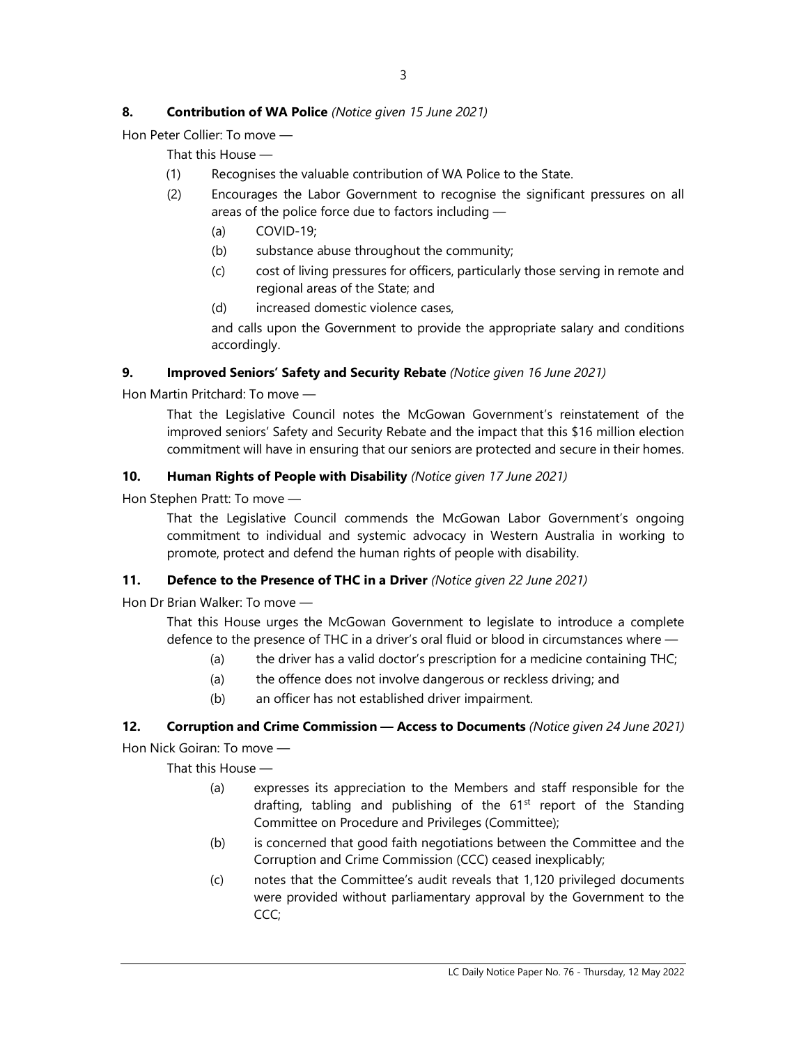**8. Contribution of WA Police** *(Notice given 15 June 2021)*

Hon Peter Collier: To move —

That this House —

(1) Recognises the valuable contribution of WA Police to the State.

(2) Encourages the Labor Government to recognise the significant pressures on all areas of the police force due to factors including —

(a) COVID-19;

(b) substance abuse throughout the community;

(c) cost of living pressures for officers, particularly those serving in remote and regional areas of the State; and

(d) increased domestic violence cases,

and calls upon the Government to provide the appropriate salary and conditions accordingly.

**9. Improved Seniors' Safety and Security Rebate** *(Notice given 16 June 2021)*

Hon Martin Pritchard: To move —

That the Legislative Council notes the McGowan Government's reinstatement of the improved seniors' Safety and Security Rebate and the impact that this $16 million election commitment will have in ensuring that our seniors are protected and secure in their homes.

**10. Human Rights of People with Disability** *(Notice given 17 June 2021)*

Hon Stephen Pratt: To move —

That the Legislative Council commends the McGowan Labor Government's ongoing commitment to individual and systemic advocacy in Western Australia in working to promote, protect and defend the human rights of people with disability.

**11. Defence to the Presence of THC in a Driver** *(Notice given 22 June 2021)*

Hon Dr Brian Walker: To move —

That this House urges the McGowan Government to legislate to introduce a complete defence to the presence of THC in a driver's oral fluid or blood in circumstances where —

(a) the driver has a valid doctor's prescription for a medicine containing THC;

(a) the offence does not involve dangerous or reckless driving; and

(b) an officer has not established driver impairment.

**12. Corruption and Crime Commission — Access to Documents** *(Notice given 24 June 2021)*

Hon Nick Goiran: To move —

That this House —

(a) expresses its appreciation to the Members and staff responsible for the drafting, tabling and publishing of the 61st report of the Standing Committee on Procedure and Privileges (Committee);

(b) is concerned that good faith negotiations between the Committee and the Corruption and Crime Commission (CCC) ceased inexplicably;

(c) notes that the Committee's audit reveals that 1,120 privileged documents were provided without parliamentary approval by the Government to the CCC;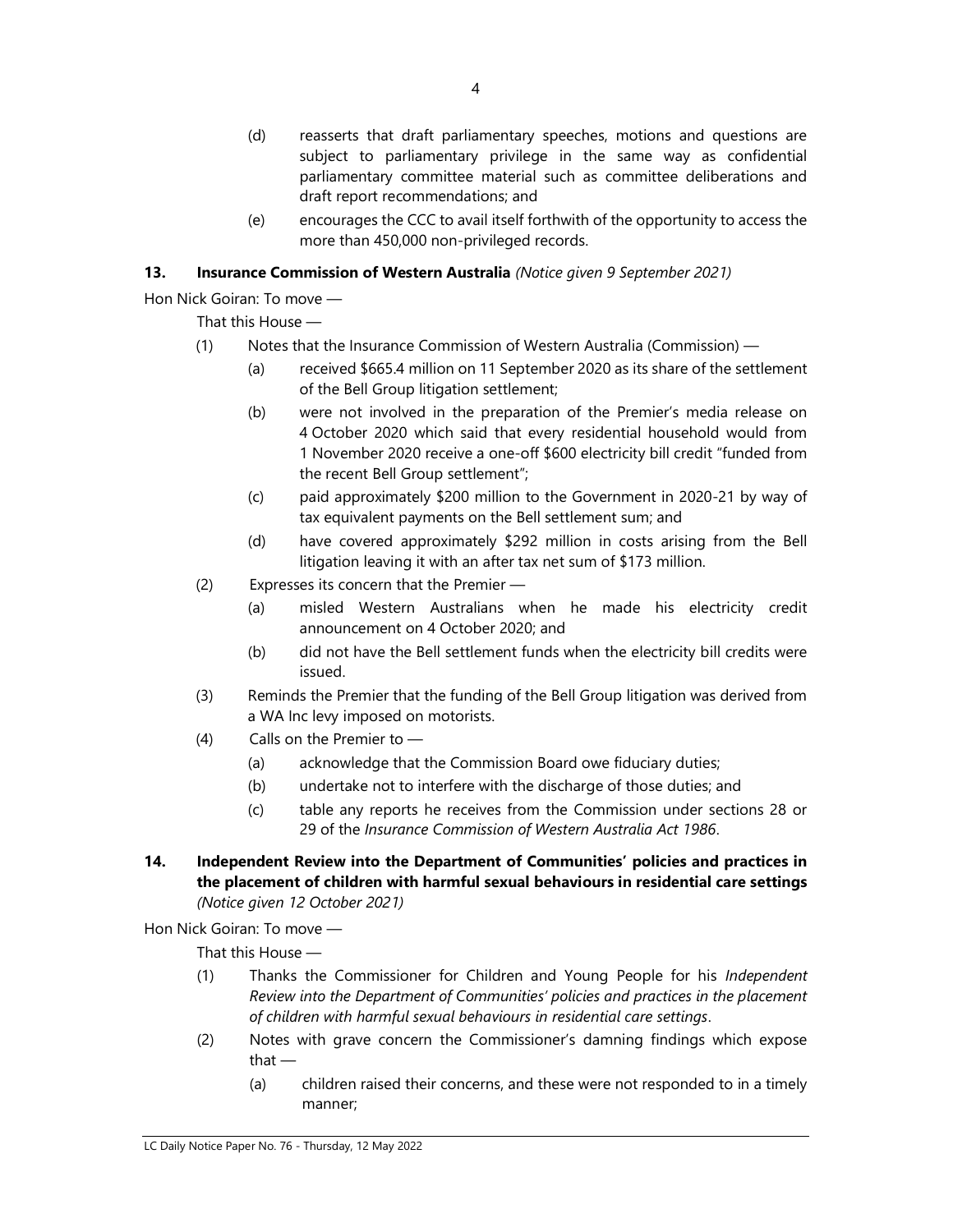(d) reasserts that draft parliamentary speeches, motions and questions are subject to parliamentary privilege in the same way as confidential parliamentary committee material such as committee deliberations and draft report recommendations; and

(e) encourages the CCC to avail itself forthwith of the opportunity to access the more than 450,000 non-privileged records.

**13. Insurance Commission of Western Australia** *(Notice given 9 September 2021)*

Hon Nick Goiran: To move —

That this House —

(1) Notes that the Insurance Commission of Western Australia (Commission) —

(a) received $665.4 million on 11 September 2020 as its share of the settlement of the Bell Group litigation settlement;

(b) were not involved in the preparation of the Premier's media release on 4 October 2020 which said that every residential household would from 1 November 2020 receive a one-off $600 electricity bill credit "funded from the recent Bell Group settlement";

(c) paid approximately $200 million to the Government in 2020-21 by way of tax equivalent payments on the Bell settlement sum; and

(d) have covered approximately $292 million in costs arising from the Bell litigation leaving it with an after tax net sum of $173 million.

(2) Expresses its concern that the Premier —

(a) misled Western Australians when he made his electricity credit announcement on 4 October 2020; and

(b) did not have the Bell settlement funds when the electricity bill credits were issued.

(3) Reminds the Premier that the funding of the Bell Group litigation was derived from a WA Inc levy imposed on motorists.

(4) Calls on the Premier to —

(a) acknowledge that the Commission Board owe fiduciary duties;

(b) undertake not to interfere with the discharge of those duties; and

(c) table any reports he receives from the Commission under sections 28 or 29 of the *Insurance Commission of Western Australia Act 1986*.

**14. Independent Review into the Department of Communities' policies and practices in the placement of children with harmful sexual behaviours in residential care settings** *(Notice given 12 October 2021)*

Hon Nick Goiran: To move —

That this House —

(1) Thanks the Commissioner for Children and Young People for his *Independent Review into the Department of Communities' policies and practices in the placement of children with harmful sexual behaviours in residential care settings*.

(2) Notes with grave concern the Commissioner's damning findings which expose that —

(a) children raised their concerns, and these were not responded to in a timely manner;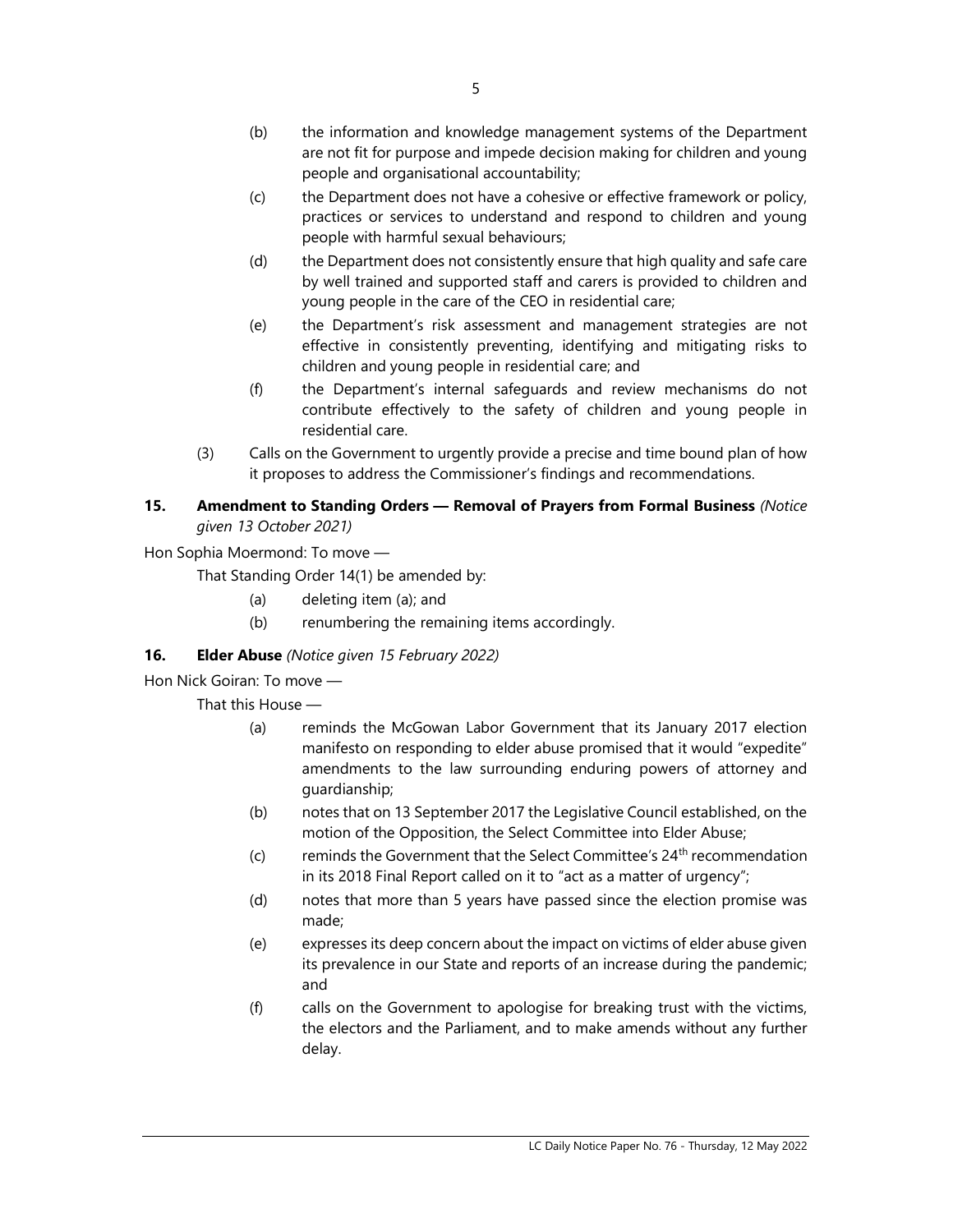(b) the information and knowledge management systems of the Department are not fit for purpose and impede decision making for children and young people and organisational accountability;

(c) the Department does not have a cohesive or effective framework or policy, practices or services to understand and respond to children and young people with harmful sexual behaviours;

(d) the Department does not consistently ensure that high quality and safe care by well trained and supported staff and carers is provided to children and young people in the care of the CEO in residential care;

(e) the Department's risk assessment and management strategies are not effective in consistently preventing, identifying and mitigating risks to children and young people in residential care; and

(f) the Department's internal safeguards and review mechanisms do not contribute effectively to the safety of children and young people in residential care.

(3) Calls on the Government to urgently provide a precise and time bound plan of how it proposes to address the Commissioner's findings and recommendations.

**15. Amendment to Standing Orders — Removal of Prayers from Formal Business** *(Notice given 13 October 2021)*

Hon Sophia Moermond: To move —

That Standing Order 14(1) be amended by:

(a) deleting item (a); and

(b) renumbering the remaining items accordingly.

**16. Elder Abuse** *(Notice given 15 February 2022)*

Hon Nick Goiran: To move —

That this House —

(a) reminds the McGowan Labor Government that its January 2017 election manifesto on responding to elder abuse promised that it would "expedite" amendments to the law surrounding enduring powers of attorney and guardianship;

(b) notes that on 13 September 2017 the Legislative Council established, on the motion of the Opposition, the Select Committee into Elder Abuse;

(c) reminds the Government that the Select Committee's 24th recommendation in its 2018 Final Report called on it to "act as a matter of urgency";

(d) notes that more than 5 years have passed since the election promise was made;

(e) expresses its deep concern about the impact on victims of elder abuse given its prevalence in our State and reports of an increase during the pandemic; and

(f) calls on the Government to apologise for breaking trust with the victims, the electors and the Parliament, and to make amends without any further delay.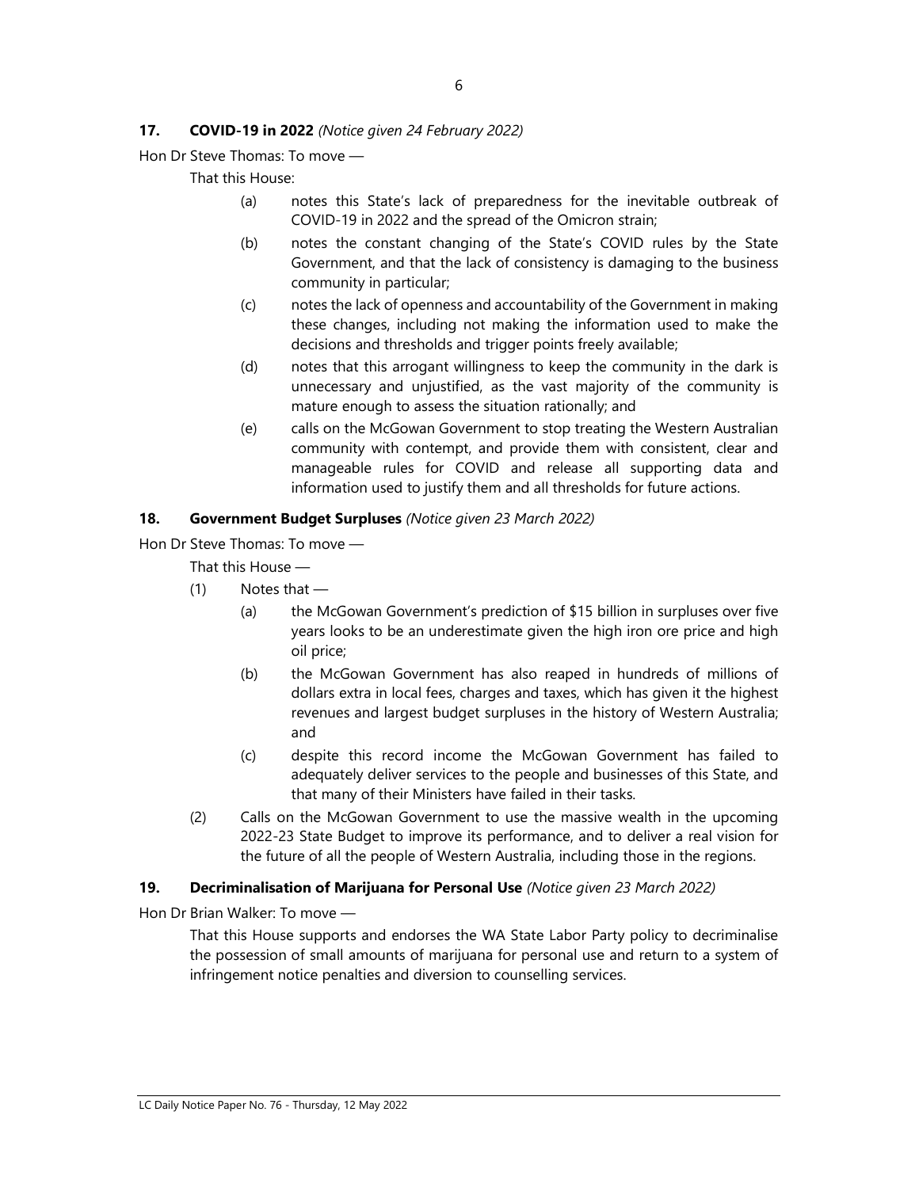**17. COVID-19 in 2022** *(Notice given 24 February 2022)*

Hon Dr Steve Thomas: To move —

That this House:

(a) notes this State's lack of preparedness for the inevitable outbreak of COVID-19 in 2022 and the spread of the Omicron strain;

(b) notes the constant changing of the State's COVID rules by the State Government, and that the lack of consistency is damaging to the business community in particular;

(c) notes the lack of openness and accountability of the Government in making these changes, including not making the information used to make the decisions and thresholds and trigger points freely available;

(d) notes that this arrogant willingness to keep the community in the dark is unnecessary and unjustified, as the vast majority of the community is mature enough to assess the situation rationally; and

(e) calls on the McGowan Government to stop treating the Western Australian community with contempt, and provide them with consistent, clear and manageable rules for COVID and release all supporting data and information used to justify them and all thresholds for future actions.

**18. Government Budget Surpluses** *(Notice given 23 March 2022)*

Hon Dr Steve Thomas: To move —

That this House —

(1) Notes that —

(a) the McGowan Government's prediction of $15 billion in surpluses over five years looks to be an underestimate given the high iron ore price and high oil price;

(b) the McGowan Government has also reaped in hundreds of millions of dollars extra in local fees, charges and taxes, which has given it the highest revenues and largest budget surpluses in the history of Western Australia; and

(c) despite this record income the McGowan Government has failed to adequately deliver services to the people and businesses of this State, and that many of their Ministers have failed in their tasks.

(2) Calls on the McGowan Government to use the massive wealth in the upcoming 2022-23 State Budget to improve its performance, and to deliver a real vision for the future of all the people of Western Australia, including those in the regions.

**19. Decriminalisation of Marijuana for Personal Use** *(Notice given 23 March 2022)*

Hon Dr Brian Walker: To move —

That this House supports and endorses the WA State Labor Party policy to decriminalise the possession of small amounts of marijuana for personal use and return to a system of infringement notice penalties and diversion to counselling services.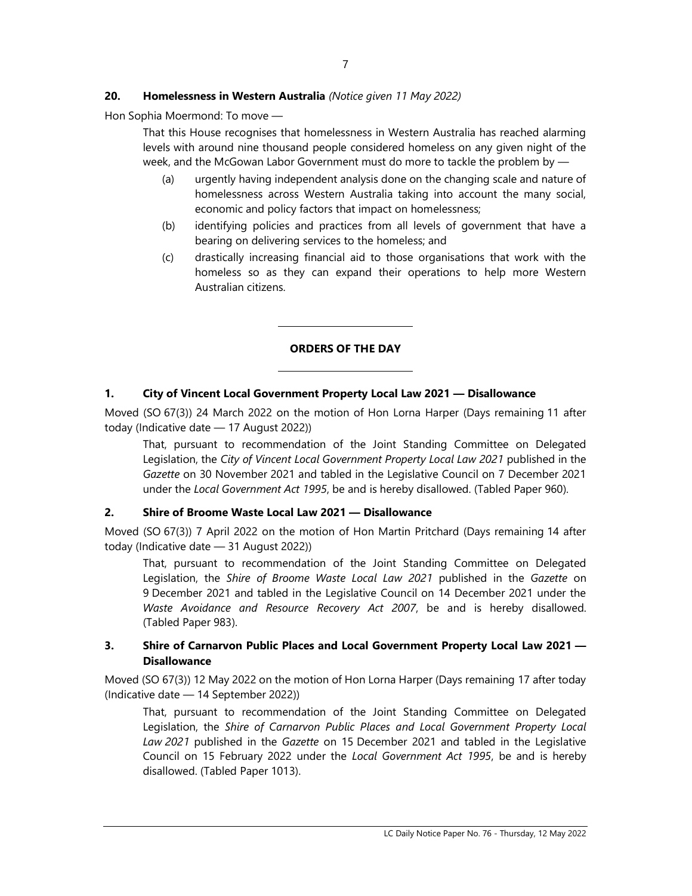### 20. Homelessness in Western Australia *(Notice given 11 May 2022)*

Hon Sophia Moermond: To move —

> That this House recognises that homelessness in Western Australia has reached alarming levels with around nine thousand people considered homeless on any given night of the week, and the McGowan Labor Government must do more to tackle the problem by —
>
> (a) urgently having independent analysis done on the changing scale and nature of homelessness across Western Australia taking into account the many social, economic and policy factors that impact on homelessness;
>
> (b) identifying policies and practices from all levels of government that have a bearing on delivering services to the homeless; and
>
> (c) drastically increasing financial aid to those organisations that work with the homeless so as they can expand their operations to help more Western Australian citizens.

---

## ORDERS OF THE DAY

---

### 1. City of Vincent Local Government Property Local Law 2021 — Disallowance

Moved (SO 67(3)) 24 March 2022 on the motion of Hon Lorna Harper (Days remaining 11 after today (Indicative date — 17 August 2022))

> That, pursuant to recommendation of the Joint Standing Committee on Delegated Legislation, the *City of Vincent Local Government Property Local Law 2021* published in the *Gazette* on 30 November 2021 and tabled in the Legislative Council on 7 December 2021 under the *Local Government Act 1995*, be and is hereby disallowed. (Tabled Paper 960).

### 2. Shire of Broome Waste Local Law 2021 — Disallowance

Moved (SO 67(3)) 7 April 2022 on the motion of Hon Martin Pritchard (Days remaining 14 after today (Indicative date — 31 August 2022))

> That, pursuant to recommendation of the Joint Standing Committee on Delegated Legislation, the *Shire of Broome Waste Local Law 2021* published in the *Gazette* on 9 December 2021 and tabled in the Legislative Council on 14 December 2021 under the *Waste Avoidance and Resource Recovery Act 2007*, be and is hereby disallowed. (Tabled Paper 983).

### 3. Shire of Carnarvon Public Places and Local Government Property Local Law 2021 — Disallowance

Moved (SO 67(3)) 12 May 2022 on the motion of Hon Lorna Harper (Days remaining 17 after today (Indicative date — 14 September 2022))

> That, pursuant to recommendation of the Joint Standing Committee on Delegated Legislation, the *Shire of Carnarvon Public Places and Local Government Property Local Law 2021* published in the *Gazette* on 15 December 2021 and tabled in the Legislative Council on 15 February 2022 under the *Local Government Act 1995*, be and is hereby disallowed. (Tabled Paper 1013).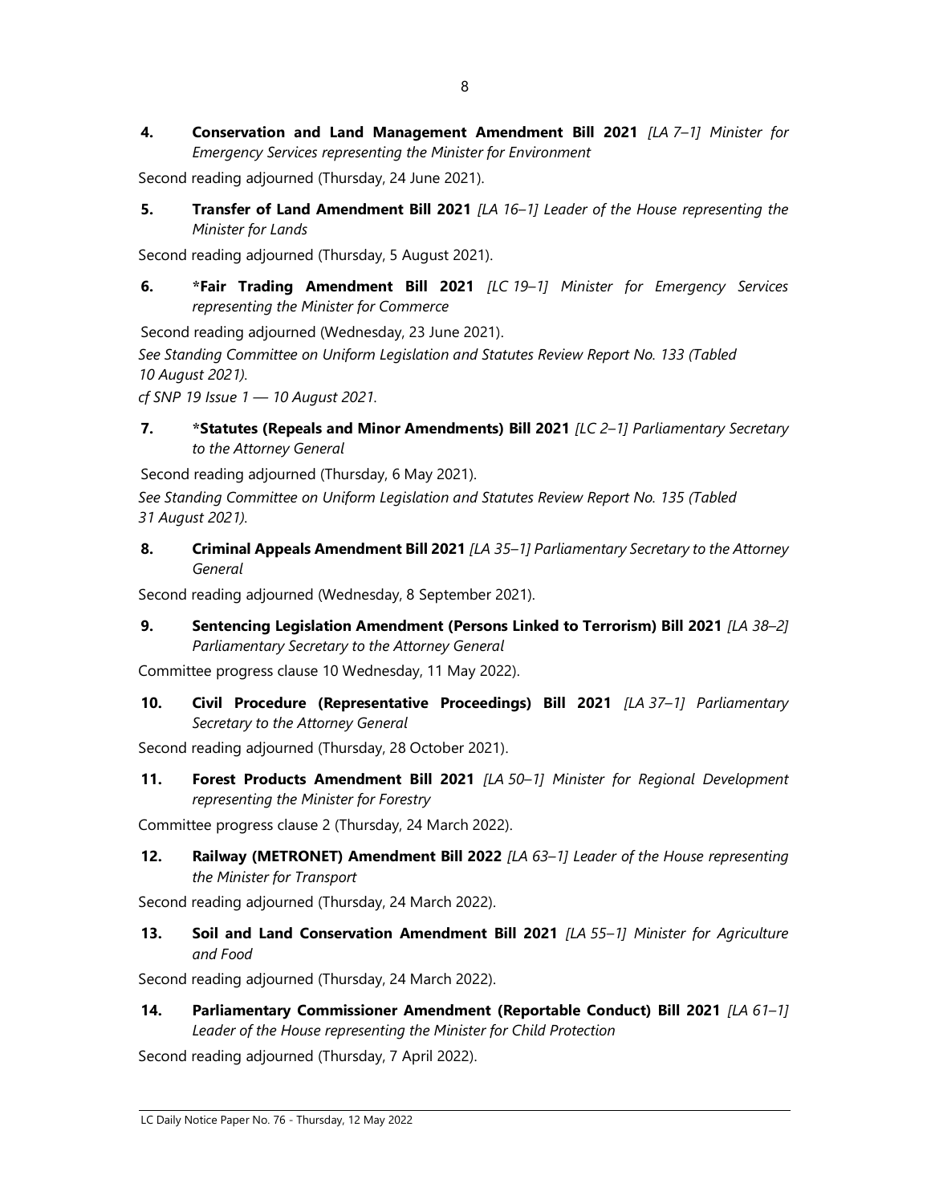**4. Conservation and Land Management Amendment Bill 2021** *[LA 7–1] Minister for Emergency Services representing the Minister for Environment*

Second reading adjourned (Thursday, 24 June 2021).

**5. Transfer of Land Amendment Bill 2021** *[LA 16–1] Leader of the House representing the Minister for Lands*

Second reading adjourned (Thursday, 5 August 2021).

**6. *Fair Trading Amendment Bill 2021** *[LC 19–1] Minister for Emergency Services representing the Minister for Commerce*

Second reading adjourned (Wednesday, 23 June 2021).

*See Standing Committee on Uniform Legislation and Statutes Review Report No. 133 (Tabled 10 August 2021).*

*cf SNP 19 Issue 1 — 10 August 2021.*

**7. *Statutes (Repeals and Minor Amendments) Bill 2021** *[LC 2–1] Parliamentary Secretary to the Attorney General*

Second reading adjourned (Thursday, 6 May 2021).

*See Standing Committee on Uniform Legislation and Statutes Review Report No. 135 (Tabled 31 August 2021).*

**8. Criminal Appeals Amendment Bill 2021** *[LA 35–1] Parliamentary Secretary to the Attorney General*

Second reading adjourned (Wednesday, 8 September 2021).

**9. Sentencing Legislation Amendment (Persons Linked to Terrorism) Bill 2021** *[LA 38–2] Parliamentary Secretary to the Attorney General*

Committee progress clause 10 Wednesday, 11 May 2022).

**10. Civil Procedure (Representative Proceedings) Bill 2021** *[LA 37–1] Parliamentary Secretary to the Attorney General*

Second reading adjourned (Thursday, 28 October 2021).

**11. Forest Products Amendment Bill 2021** *[LA 50–1] Minister for Regional Development representing the Minister for Forestry*

Committee progress clause 2 (Thursday, 24 March 2022).

**12. Railway (METRONET) Amendment Bill 2022** *[LA 63–1] Leader of the House representing the Minister for Transport*

Second reading adjourned (Thursday, 24 March 2022).

**13. Soil and Land Conservation Amendment Bill 2021** *[LA 55–1] Minister for Agriculture and Food*

Second reading adjourned (Thursday, 24 March 2022).

**14. Parliamentary Commissioner Amendment (Reportable Conduct) Bill 2021** *[LA 61–1] Leader of the House representing the Minister for Child Protection*

Second reading adjourned (Thursday, 7 April 2022).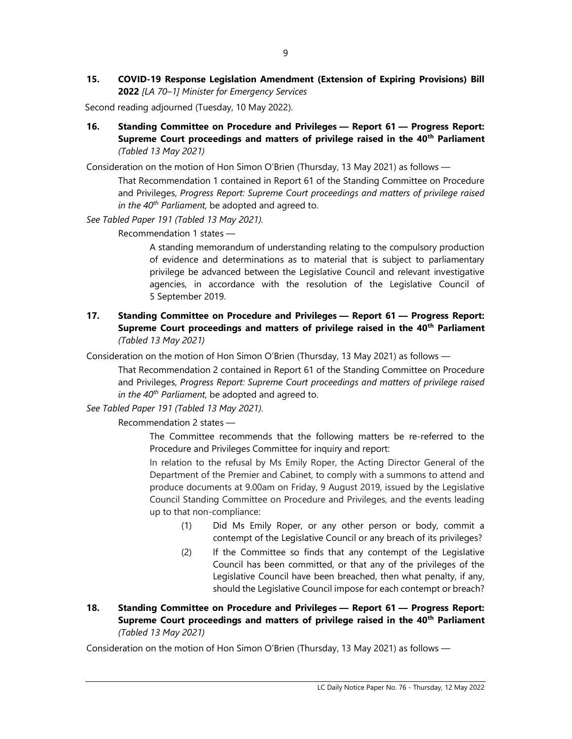**15. COVID-19 Response Legislation Amendment (Extension of Expiring Provisions) Bill 2022** *[LA 70–1] Minister for Emergency Services*

Second reading adjourned (Tuesday, 10 May 2022).

**16. Standing Committee on Procedure and Privileges — Report 61 — Progress Report: Supreme Court proceedings and matters of privilege raised in the 40th Parliament** *(Tabled 13 May 2021)*

Consideration on the motion of Hon Simon O'Brien (Thursday, 13 May 2021) as follows —

> That Recommendation 1 contained in Report 61 of the Standing Committee on Procedure and Privileges, *Progress Report: Supreme Court proceedings and matters of privilege raised in the 40th Parliament,* be adopted and agreed to.

*See Tabled Paper 191 (Tabled 13 May 2021).*

Recommendation 1 states —

> A standing memorandum of understanding relating to the compulsory production of evidence and determinations as to material that is subject to parliamentary privilege be advanced between the Legislative Council and relevant investigative agencies, in accordance with the resolution of the Legislative Council of 5 September 2019.

**17. Standing Committee on Procedure and Privileges — Report 61 — Progress Report: Supreme Court proceedings and matters of privilege raised in the 40th Parliament** *(Tabled 13 May 2021)*

Consideration on the motion of Hon Simon O'Brien (Thursday, 13 May 2021) as follows —

> That Recommendation 2 contained in Report 61 of the Standing Committee on Procedure and Privileges, *Progress Report: Supreme Court proceedings and matters of privilege raised in the 40th Parliament,* be adopted and agreed to.

*See Tabled Paper 191 (Tabled 13 May 2021).*

Recommendation 2 states —

> The Committee recommends that the following matters be re-referred to the Procedure and Privileges Committee for inquiry and report:
>
> In relation to the refusal by Ms Emily Roper, the Acting Director General of the Department of the Premier and Cabinet, to comply with a summons to attend and produce documents at 9.00am on Friday, 9 August 2019, issued by the Legislative Council Standing Committee on Procedure and Privileges, and the events leading up to that non-compliance:
>
> (1) Did Ms Emily Roper, or any other person or body, commit a contempt of the Legislative Council or any breach of its privileges?
>
> (2) If the Committee so finds that any contempt of the Legislative Council has been committed, or that any of the privileges of the Legislative Council have been breached, then what penalty, if any, should the Legislative Council impose for each contempt or breach?

**18. Standing Committee on Procedure and Privileges — Report 61 — Progress Report: Supreme Court proceedings and matters of privilege raised in the 40th Parliament** *(Tabled 13 May 2021)*

Consideration on the motion of Hon Simon O'Brien (Thursday, 13 May 2021) as follows —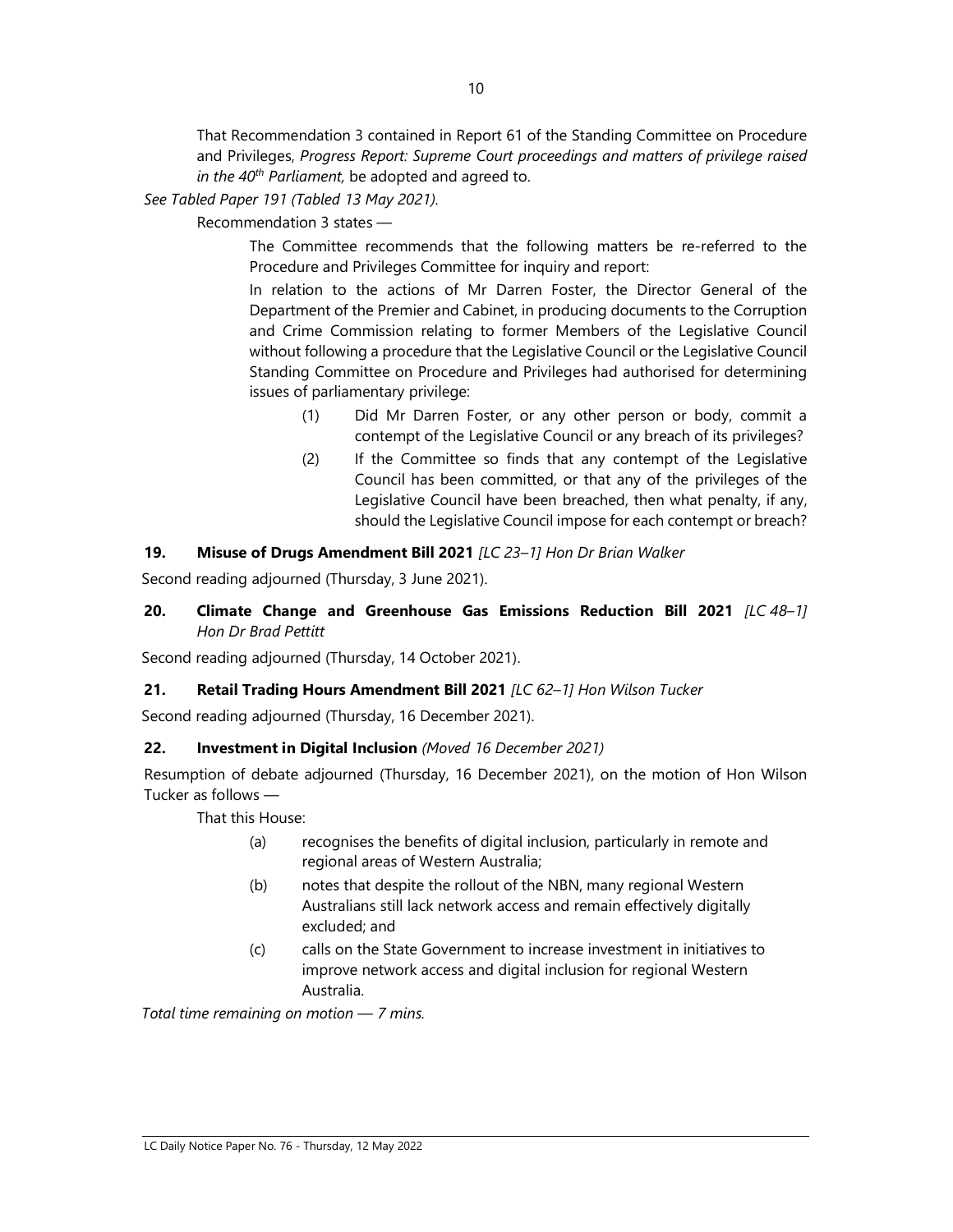That Recommendation 3 contained in Report 61 of the Standing Committee on Procedure and Privileges, *Progress Report: Supreme Court proceedings and matters of privilege raised in the 40th Parliament,* be adopted and agreed to.

*See Tabled Paper 191 (Tabled 13 May 2021).*

Recommendation 3 states —

> The Committee recommends that the following matters be re-referred to the Procedure and Privileges Committee for inquiry and report:
>
> In relation to the actions of Mr Darren Foster, the Director General of the Department of the Premier and Cabinet, in producing documents to the Corruption and Crime Commission relating to former Members of the Legislative Council without following a procedure that the Legislative Council or the Legislative Council Standing Committee on Procedure and Privileges had authorised for determining issues of parliamentary privilege:
>
> (1) Did Mr Darren Foster, or any other person or body, commit a contempt of the Legislative Council or any breach of its privileges?
>
> (2) If the Committee so finds that any contempt of the Legislative Council has been committed, or that any of the privileges of the Legislative Council have been breached, then what penalty, if any, should the Legislative Council impose for each contempt or breach?

**19. Misuse of Drugs Amendment Bill 2021** *[LC 23–1] Hon Dr Brian Walker*

Second reading adjourned (Thursday, 3 June 2021).

**20. Climate Change and Greenhouse Gas Emissions Reduction Bill 2021** *[LC 48–1] Hon Dr Brad Pettitt*

Second reading adjourned (Thursday, 14 October 2021).

**21. Retail Trading Hours Amendment Bill 2021** *[LC 62–1] Hon Wilson Tucker*

Second reading adjourned (Thursday, 16 December 2021).

**22. Investment in Digital Inclusion** *(Moved 16 December 2021)*

Resumption of debate adjourned (Thursday, 16 December 2021), on the motion of Hon Wilson Tucker as follows —

That this House:

> (a) recognises the benefits of digital inclusion, particularly in remote and regional areas of Western Australia;
>
> (b) notes that despite the rollout of the NBN, many regional Western Australians still lack network access and remain effectively digitally excluded; and
>
> (c) calls on the State Government to increase investment in initiatives to improve network access and digital inclusion for regional Western Australia.

*Total time remaining on motion — 7 mins.*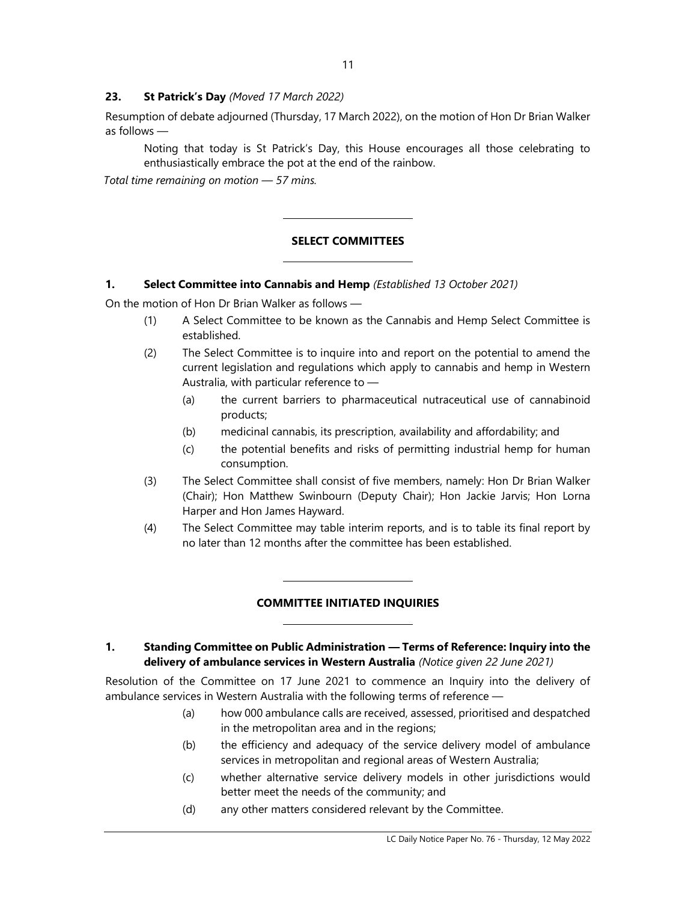**23. St Patrick's Day** *(Moved 17 March 2022)*

Resumption of debate adjourned (Thursday, 17 March 2022), on the motion of Hon Dr Brian Walker as follows —

> Noting that today is St Patrick's Day, this House encourages all those celebrating to enthusiastically embrace the pot at the end of the rainbow.

*Total time remaining on motion — 57 mins.*

---

## SELECT COMMITTEES

---

**1. Select Committee into Cannabis and Hemp** *(Established 13 October 2021)*

On the motion of Hon Dr Brian Walker as follows —

(1) A Select Committee to be known as the Cannabis and Hemp Select Committee is established.

(2) The Select Committee is to inquire into and report on the potential to amend the current legislation and regulations which apply to cannabis and hemp in Western Australia, with particular reference to —

  (a) the current barriers to pharmaceutical nutraceutical use of cannabinoid products;

  (b) medicinal cannabis, its prescription, availability and affordability; and

  (c) the potential benefits and risks of permitting industrial hemp for human consumption.

(3) The Select Committee shall consist of five members, namely: Hon Dr Brian Walker (Chair); Hon Matthew Swinbourn (Deputy Chair); Hon Jackie Jarvis; Hon Lorna Harper and Hon James Hayward.

(4) The Select Committee may table interim reports, and is to table its final report by no later than 12 months after the committee has been established.

---

## COMMITTEE INITIATED INQUIRIES

---

**1. Standing Committee on Public Administration — Terms of Reference: Inquiry into the delivery of ambulance services in Western Australia** *(Notice given 22 June 2021)*

Resolution of the Committee on 17 June 2021 to commence an Inquiry into the delivery of ambulance services in Western Australia with the following terms of reference —

  (a) how 000 ambulance calls are received, assessed, prioritised and despatched in the metropolitan area and in the regions;

  (b) the efficiency and adequacy of the service delivery model of ambulance services in metropolitan and regional areas of Western Australia;

  (c) whether alternative service delivery models in other jurisdictions would better meet the needs of the community; and

  (d) any other matters considered relevant by the Committee.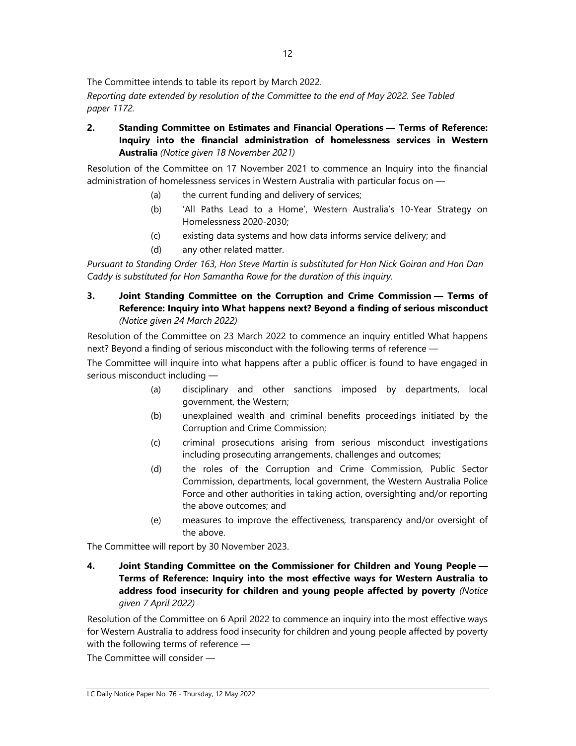The Committee intends to table its report by March 2022.

*Reporting date extended by resolution of the Committee to the end of May 2022. See Tabled paper 1172.*

**2. Standing Committee on Estimates and Financial Operations — Terms of Reference: Inquiry into the financial administration of homelessness services in Western Australia** *(Notice given 18 November 2021)*

Resolution of the Committee on 17 November 2021 to commence an Inquiry into the financial administration of homelessness services in Western Australia with particular focus on —

(a) the current funding and delivery of services;

(b) 'All Paths Lead to a Home', Western Australia's 10-Year Strategy on Homelessness 2020-2030;

(c) existing data systems and how data informs service delivery; and

(d) any other related matter.

*Pursuant to Standing Order 163, Hon Steve Martin is substituted for Hon Nick Goiran and Hon Dan Caddy is substituted for Hon Samantha Rowe for the duration of this inquiry.*

**3. Joint Standing Committee on the Corruption and Crime Commission — Terms of Reference: Inquiry into What happens next? Beyond a finding of serious misconduct** *(Notice given 24 March 2022)*

Resolution of the Committee on 23 March 2022 to commence an inquiry entitled What happens next? Beyond a finding of serious misconduct with the following terms of reference —

The Committee will inquire into what happens after a public officer is found to have engaged in serious misconduct including —

(a) disciplinary and other sanctions imposed by departments, local government, the Western;

(b) unexplained wealth and criminal benefits proceedings initiated by the Corruption and Crime Commission;

(c) criminal prosecutions arising from serious misconduct investigations including prosecuting arrangements, challenges and outcomes;

(d) the roles of the Corruption and Crime Commission, Public Sector Commission, departments, local government, the Western Australia Police Force and other authorities in taking action, oversighting and/or reporting the above outcomes; and

(e) measures to improve the effectiveness, transparency and/or oversight of the above.

The Committee will report by 30 November 2023.

**4. Joint Standing Committee on the Commissioner for Children and Young People — Terms of Reference: Inquiry into the most effective ways for Western Australia to address food insecurity for children and young people affected by poverty** *(Notice given 7 April 2022)*

Resolution of the Committee on 6 April 2022 to commence an inquiry into the most effective ways for Western Australia to address food insecurity for children and young people affected by poverty with the following terms of reference —

The Committee will consider —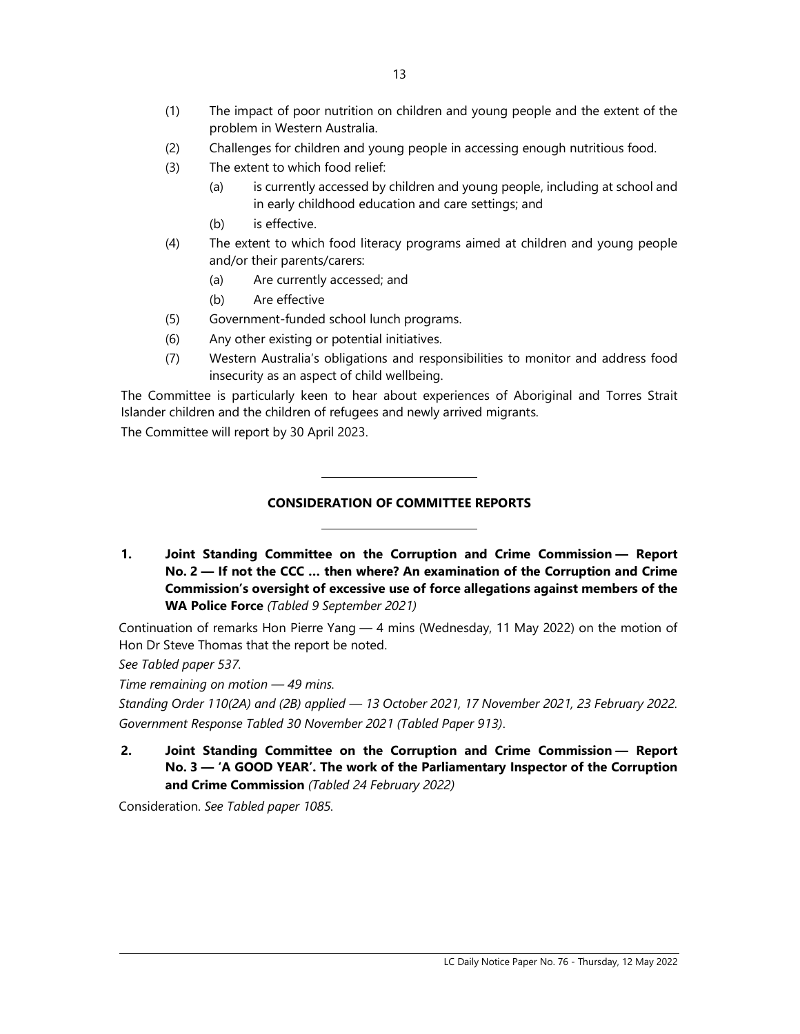(1) The impact of poor nutrition on children and young people and the extent of the problem in Western Australia.

(2) Challenges for children and young people in accessing enough nutritious food.

(3) The extent to which food relief:

   (a) is currently accessed by children and young people, including at school and in early childhood education and care settings; and

   (b) is effective.

(4) The extent to which food literacy programs aimed at children and young people and/or their parents/carers:

   (a) Are currently accessed; and

   (b) Are effective

(5) Government-funded school lunch programs.

(6) Any other existing or potential initiatives.

(7) Western Australia's obligations and responsibilities to monitor and address food insecurity as an aspect of child wellbeing.

The Committee is particularly keen to hear about experiences of Aboriginal and Torres Strait Islander children and the children of refugees and newly arrived migrants.

The Committee will report by 30 April 2023.

---

## CONSIDERATION OF COMMITTEE REPORTS

---

**1. Joint Standing Committee on the Corruption and Crime Commission — Report No. 2 — If not the CCC … then where? An examination of the Corruption and Crime Commission's oversight of excessive use of force allegations against members of the WA Police Force** *(Tabled 9 September 2021)*

Continuation of remarks Hon Pierre Yang — 4 mins (Wednesday, 11 May 2022) on the motion of Hon Dr Steve Thomas that the report be noted.

*See Tabled paper 537.*

*Time remaining on motion — 49 mins.*

*Standing Order 110(2A) and (2B) applied — 13 October 2021, 17 November 2021, 23 February 2022.*

*Government Response Tabled 30 November 2021 (Tabled Paper 913)*.

**2. Joint Standing Committee on the Corruption and Crime Commission — Report No. 3 — 'A GOOD YEAR'. The work of the Parliamentary Inspector of the Corruption and Crime Commission** *(Tabled 24 February 2022)*

Consideration. *See Tabled paper 1085.*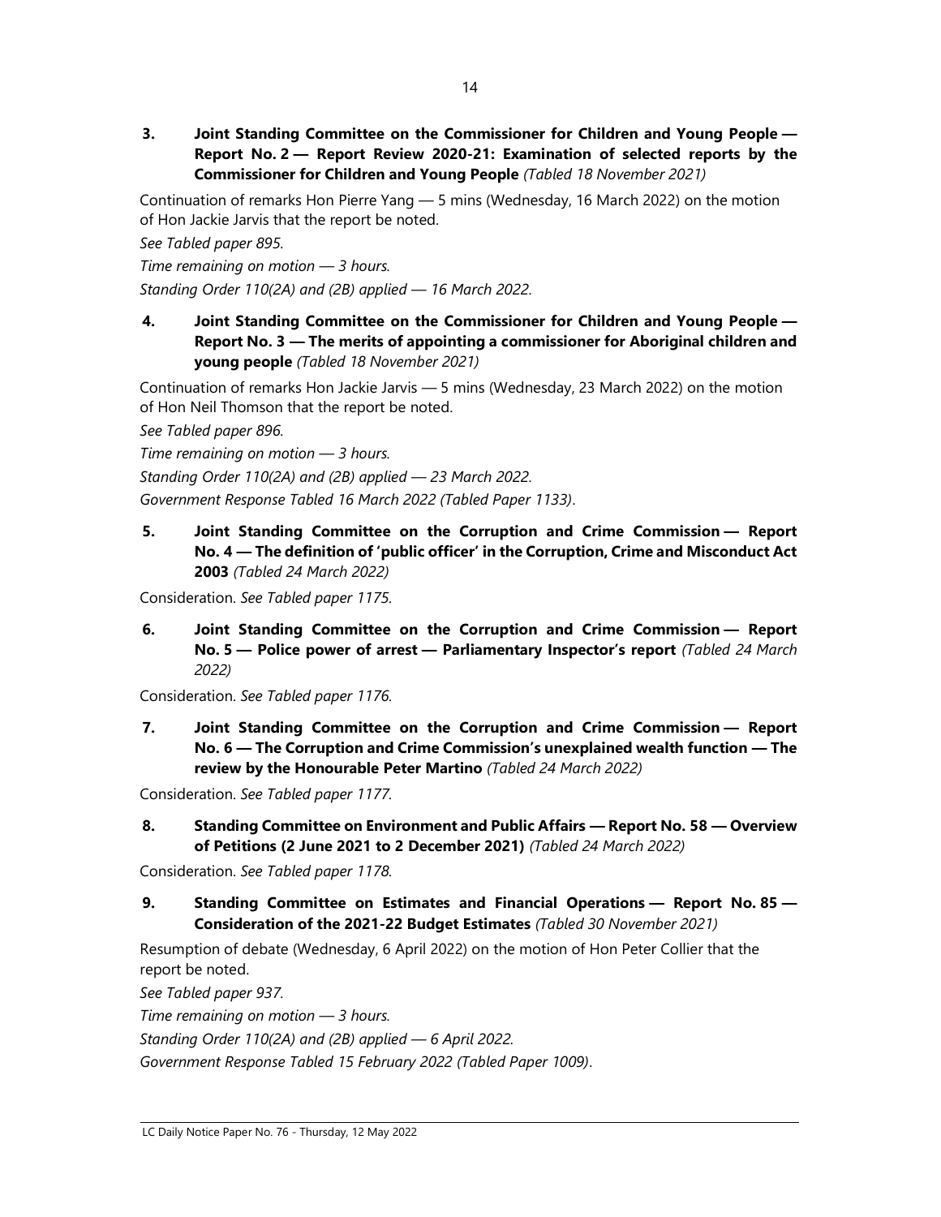**3. Joint Standing Committee on the Commissioner for Children and Young People — Report No. 2 — Report Review 2020-21: Examination of selected reports by the Commissioner for Children and Young People** *(Tabled 18 November 2021)*

Continuation of remarks Hon Pierre Yang — 5 mins (Wednesday, 16 March 2022) on the motion of Hon Jackie Jarvis that the report be noted.

*See Tabled paper 895.*

*Time remaining on motion — 3 hours.*

*Standing Order 110(2A) and (2B) applied — 16 March 2022.*

**4. Joint Standing Committee on the Commissioner for Children and Young People — Report No. 3 — The merits of appointing a commissioner for Aboriginal children and young people** *(Tabled 18 November 2021)*

Continuation of remarks Hon Jackie Jarvis — 5 mins (Wednesday, 23 March 2022) on the motion of Hon Neil Thomson that the report be noted.

*See Tabled paper 896.*

*Time remaining on motion — 3 hours.*

*Standing Order 110(2A) and (2B) applied — 23 March 2022.*

*Government Response Tabled 16 March 2022 (Tabled Paper 1133)*.

**5. Joint Standing Committee on the Corruption and Crime Commission — Report No. 4 — The definition of 'public officer' in the Corruption, Crime and Misconduct Act 2003** *(Tabled 24 March 2022)*

Consideration. *See Tabled paper 1175.*

**6. Joint Standing Committee on the Corruption and Crime Commission — Report No. 5 — Police power of arrest — Parliamentary Inspector's report** *(Tabled 24 March 2022)*

Consideration. *See Tabled paper 1176.*

**7. Joint Standing Committee on the Corruption and Crime Commission — Report No. 6 — The Corruption and Crime Commission's unexplained wealth function — The review by the Honourable Peter Martino** *(Tabled 24 March 2022)*

Consideration. *See Tabled paper 1177.*

**8. Standing Committee on Environment and Public Affairs — Report No. 58 — Overview of Petitions (2 June 2021 to 2 December 2021)** *(Tabled 24 March 2022)*

Consideration. *See Tabled paper 1178.*

**9. Standing Committee on Estimates and Financial Operations — Report No. 85 — Consideration of the 2021-22 Budget Estimates** *(Tabled 30 November 2021)*

Resumption of debate (Wednesday, 6 April 2022) on the motion of Hon Peter Collier that the report be noted.

*See Tabled paper 937.*

*Time remaining on motion — 3 hours.*

*Standing Order 110(2A) and (2B) applied — 6 April 2022.*

*Government Response Tabled 15 February 2022 (Tabled Paper 1009)*.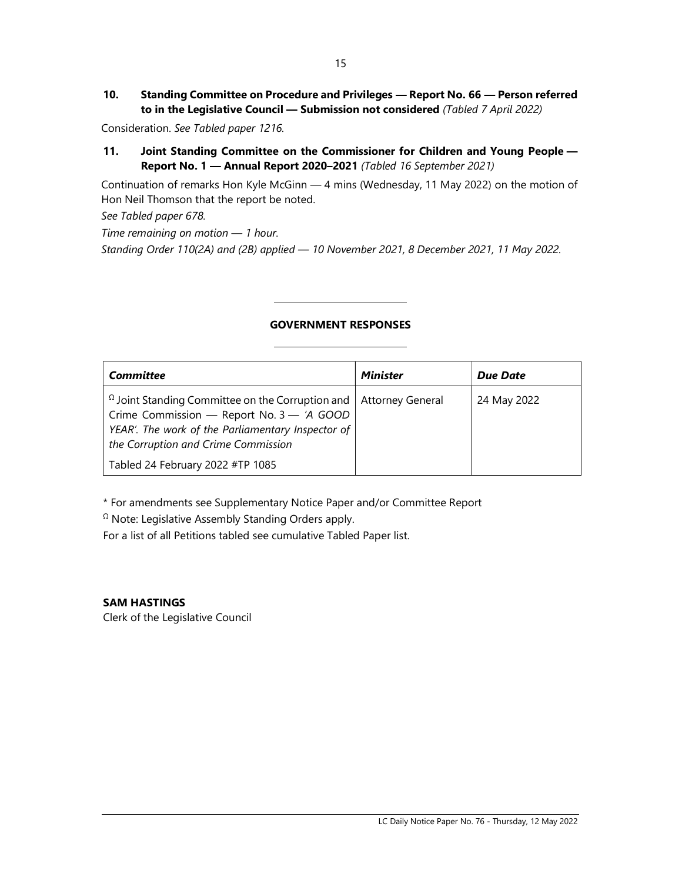**10. Standing Committee on Procedure and Privileges — Report No. 66 — Person referred to in the Legislative Council — Submission not considered** *(Tabled 7 April 2022)*

Consideration. *See Tabled paper 1216.*

**11. Joint Standing Committee on the Commissioner for Children and Young People — Report No. 1 — Annual Report 2020–2021** *(Tabled 16 September 2021)*

Continuation of remarks Hon Kyle McGinn — 4 mins (Wednesday, 11 May 2022) on the motion of Hon Neil Thomson that the report be noted.

*See Tabled paper 678.*

*Time remaining on motion — 1 hour.*

*Standing Order 110(2A) and (2B) applied — 10 November 2021, 8 December 2021, 11 May 2022.*

---

## GOVERNMENT RESPONSES

---

| *Committee* | *Minister* | *Due Date* |
|---|---|---|
| Ω Joint Standing Committee on the Corruption and Crime Commission — Report No. 3 — *'A GOOD YEAR'. The work of the Parliamentary Inspector of the Corruption and Crime Commission*<br>Tabled 24 February 2022 #TP 1085 | Attorney General | 24 May 2022 |

\* For amendments see Supplementary Notice Paper and/or Committee Report

Ω Note: Legislative Assembly Standing Orders apply.

For a list of all Petitions tabled see cumulative Tabled Paper list.

**SAM HASTINGS**
Clerk of the Legislative Council